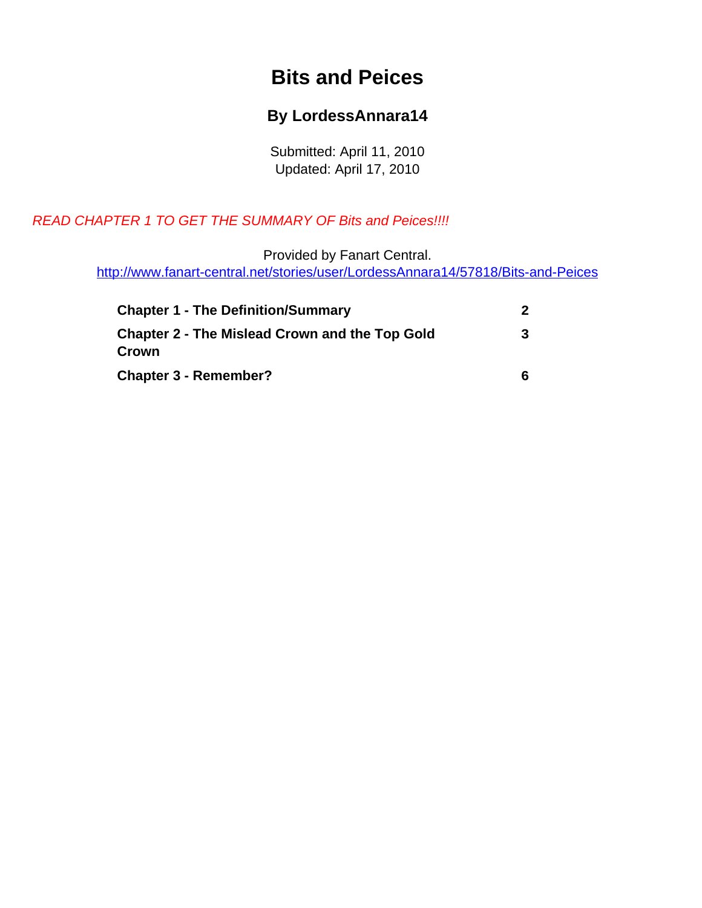# Bits and Peices

## By LordessAnnara14

Submitted: April 11, 2010
Updated: April 17, 2010

*READ CHAPTER 1 TO GET THE SUMMARY OF Bits and Peices!!!!*

Provided by Fanart Central.
http://www.fanart-central.net/stories/user/LordessAnnara14/57818/Bits-and-Peices

| | |
|---|---|
| **Chapter 1 - The Definition/Summary** | **2** |
| **Chapter 2 - The Mislead Crown and the Top Gold Crown** | **3** |
| **Chapter 3 - Remember?** | **6** |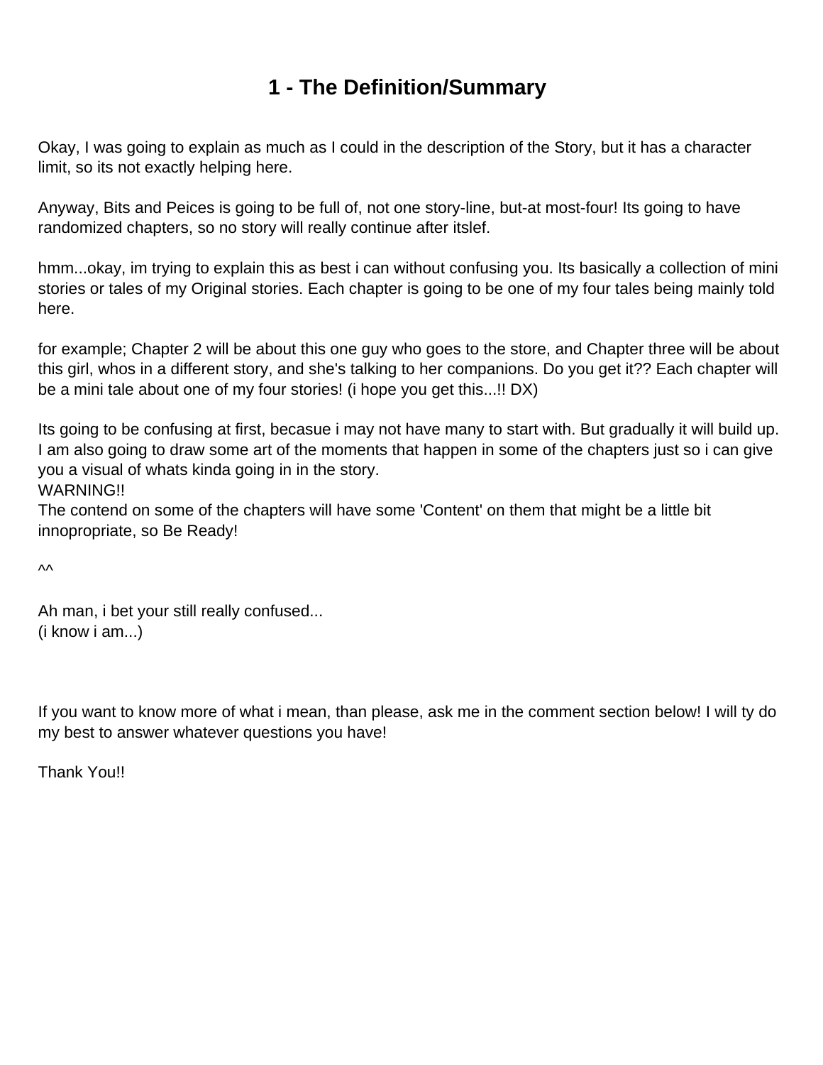# 1 - The Definition/Summary

Okay, I was going to explain as much as I could in the description of the Story, but it has a character limit, so its not exactly helping here.

Anyway, Bits and Peices is going to be full of, not one story-line, but-at most-four! Its going to have randomized chapters, so no story will really continue after itslef.

hmm...okay, im trying to explain this as best i can without confusing you. Its basically a collection of mini stories or tales of my Original stories. Each chapter is going to be one of my four tales being mainly told here.

for example; Chapter 2 will be about this one guy who goes to the store, and Chapter three will be about this girl, whos in a different story, and she's talking to her companions. Do you get it?? Each chapter will be a mini tale about one of my four stories! (i hope you get this...!! DX)

Its going to be confusing at first, becasue i may not have many to start with. But gradually it will build up. I am also going to draw some art of the moments that happen in some of the chapters just so i can give you a visual of whats kinda going in in the story.
WARNING!!
The contend on some of the chapters will have some 'Content' on them that might be a little bit innopropriate, so Be Ready!

^^

Ah man, i bet your still really confused...
(i know i am...)

If you want to know more of what i mean, than please, ask me in the comment section below! I will ty do my best to answer whatever questions you have!

Thank You!!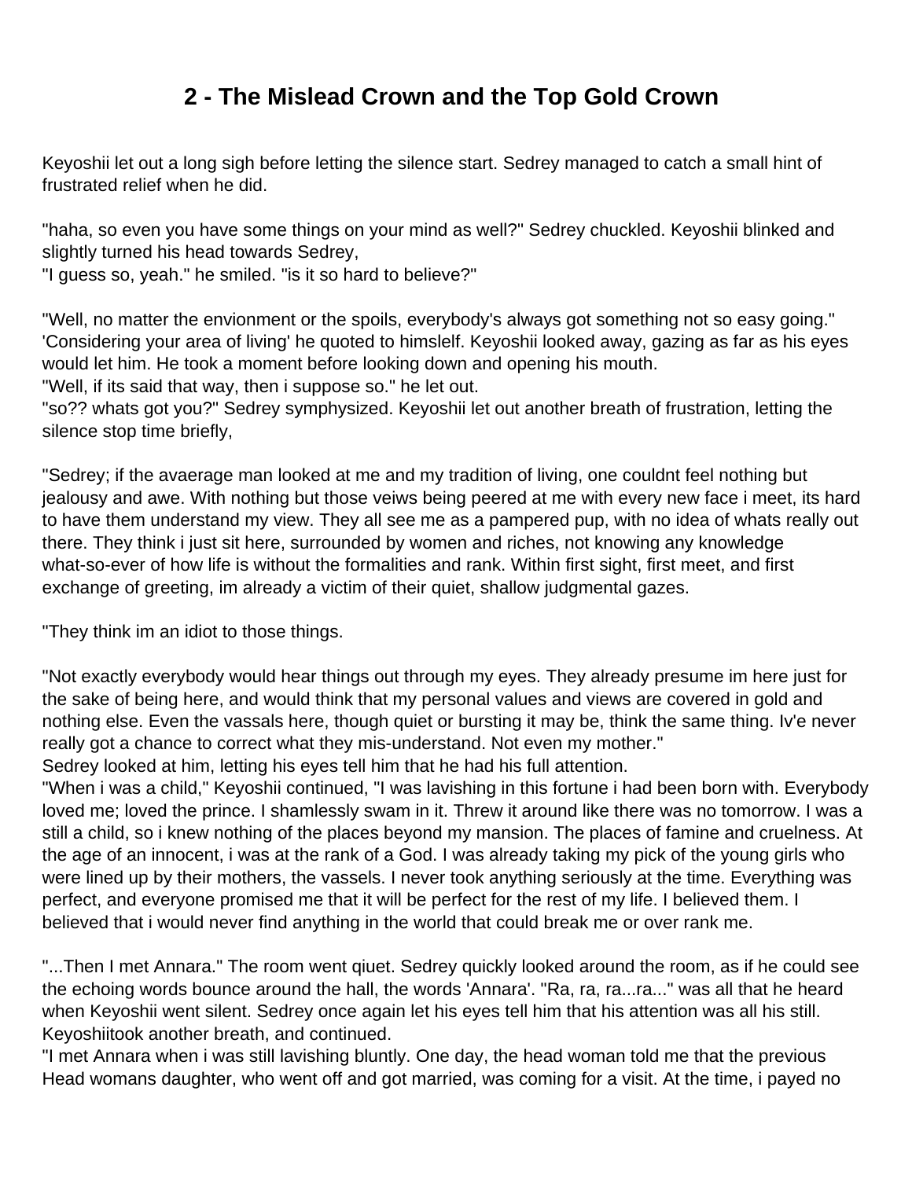# 2 - The Mislead Crown and the Top Gold Crown

Keyoshii let out a long sigh before letting the silence start. Sedrey managed to catch a small hint of frustrated relief when he did.

"haha, so even you have some things on your mind as well?" Sedrey chuckled. Keyoshii blinked and slightly turned his head towards Sedrey,
"I guess so, yeah." he smiled. "is it so hard to believe?"

"Well, no matter the envionment or the spoils, everybody's always got something not so easy going." 'Considering your area of living' he quoted to himslelf. Keyoshii looked away, gazing as far as his eyes would let him. He took a moment before looking down and opening his mouth.
"Well, if its said that way, then i suppose so." he let out.
"so?? whats got you?" Sedrey symphysized. Keyoshii let out another breath of frustration, letting the silence stop time briefly,

"Sedrey; if the avaerage man looked at me and my tradition of living, one couldnt feel nothing but jealousy and awe. With nothing but those veiws being peered at me with every new face i meet, its hard to have them understand my view. They all see me as a pampered pup, with no idea of whats really out there. They think i just sit here, surrounded by women and riches, not knowing any knowledge what-so-ever of how life is without the formalities and rank. Within first sight, first meet, and first exchange of greeting, im already a victim of their quiet, shallow judgmental gazes.

"They think im an idiot to those things.

"Not exactly everybody would hear things out through my eyes. They already presume im here just for the sake of being here, and would think that my personal values and views are covered in gold and nothing else. Even the vassals here, though quiet or bursting it may be, think the same thing. Iv'e never really got a chance to correct what they mis-understand. Not even my mother."
Sedrey looked at him, letting his eyes tell him that he had his full attention.
"When i was a child," Keyoshii continued, "I was lavishing in this fortune i had been born with. Everybody loved me; loved the prince. I shamlessly swam in it. Threw it around like there was no tomorrow. I was a still a child, so i knew nothing of the places beyond my mansion. The places of famine and cruelness. At the age of an innocent, i was at the rank of a God. I was already taking my pick of the young girls who were lined up by their mothers, the vassels. I never took anything seriously at the time. Everything was perfect, and everyone promised me that it will be perfect for the rest of my life. I believed them. I believed that i would never find anything in the world that could break me or over rank me.

"...Then I met Annara." The room went qiuet. Sedrey quickly looked around the room, as if he could see the echoing words bounce around the hall, the words 'Annara'. "Ra, ra, ra...ra..." was all that he heard when Keyoshii went silent. Sedrey once again let his eyes tell him that his attention was all his still. Keyoshiitook another breath, and continued.
"I met Annara when i was still lavishing bluntly. One day, the head woman told me that the previous Head womans daughter, who went off and got married, was coming for a visit. At the time, i payed no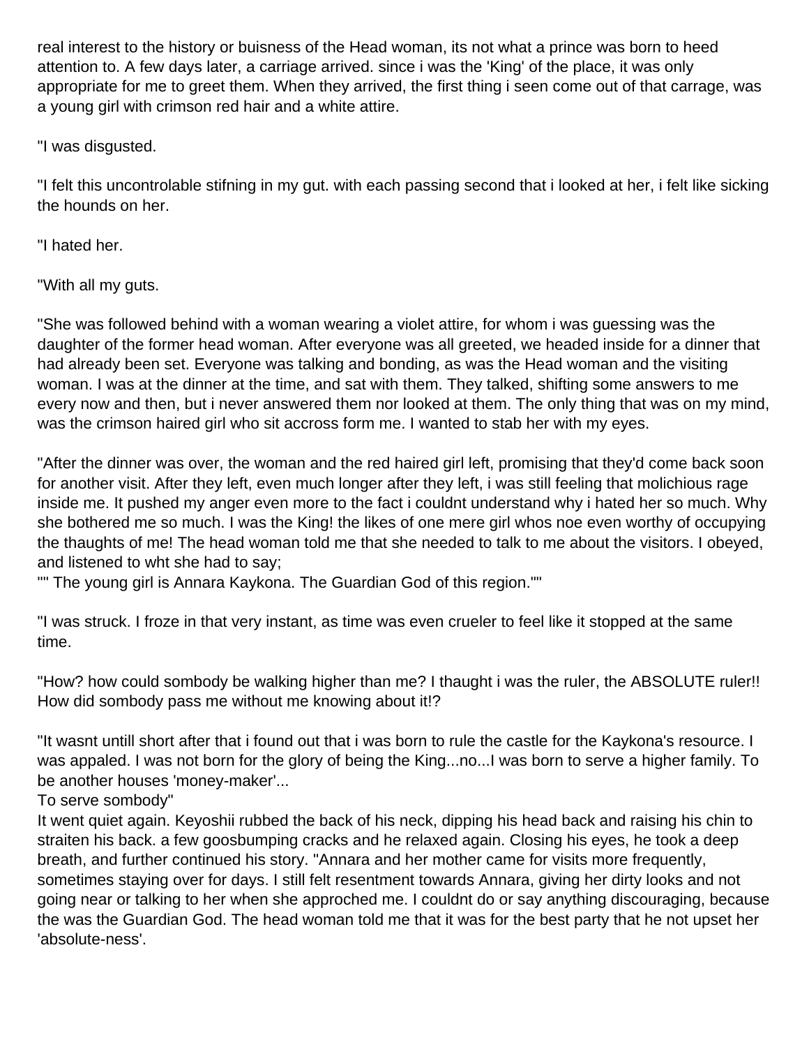real interest to the history or buisness of the Head woman, its not what a prince was born to heed attention to. A few days later, a carriage arrived. since i was the 'King' of the place, it was only appropriate for me to greet them. When they arrived, the first thing i seen come out of that carrage, was a young girl with crimson red hair and a white attire.

"I was disgusted.

"I felt this uncontrolable stifning in my gut. with each passing second that i looked at her, i felt like sicking the hounds on her.

"I hated her.

"With all my guts.

"She was followed behind with a woman wearing a violet attire, for whom i was guessing was the daughter of the former head woman. After everyone was all greeted, we headed inside for a dinner that had already been set. Everyone was talking and bonding, as was the Head woman and the visiting woman. I was at the dinner at the time, and sat with them. They talked, shifting some answers to me every now and then, but i never answered them nor looked at them. The only thing that was on my mind, was the crimson haired girl who sit accross form me. I wanted to stab her with my eyes.

"After the dinner was over, the woman and the red haired girl left, promising that they'd come back soon for another visit. After they left, even much longer after they left, i was still feeling that molichious rage inside me. It pushed my anger even more to the fact i couldnt understand why i hated her so much. Why she bothered me so much. I was the King! the likes of one mere girl whos noe even worthy of occupying the thaughts of me! The head woman told me that she needed to talk to me about the visitors. I obeyed, and listened to wht she had to say;
"" The young girl is Annara Kaykona. The Guardian God of this region.""

"I was struck. I froze in that very instant, as time was even crueler to feel like it stopped at the same time.

"How? how could sombody be walking higher than me? I thaught i was the ruler, the ABSOLUTE ruler!! How did sombody pass me without me knowing about it!?

"It wasnt untill short after that i found out that i was born to rule the castle for the Kaykona's resource. I was appaled. I was not born for the glory of being the King...no...I was born to serve a higher family. To be another houses 'money-maker'...
To serve sombody"
It went quiet again. Keyoshii rubbed the back of his neck, dipping his head back and raising his chin to straiten his back. a few goosbumping cracks and he relaxed again. Closing his eyes, he took a deep breath, and further continued his story. "Annara and her mother came for visits more frequently, sometimes staying over for days. I still felt resentment towards Annara, giving her dirty looks and not going near or talking to her when she approched me. I couldnt do or say anything discouraging, because the was the Guardian God. The head woman told me that it was for the best party that he not upset her 'absolute-ness'.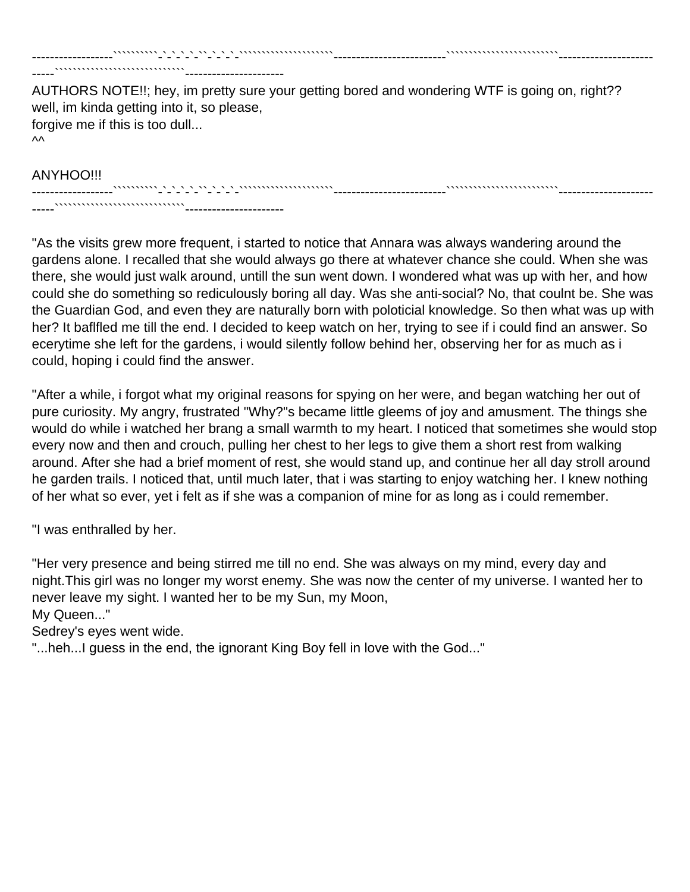------------------``````````-`-`-`-`-``-`-`-`-````````````````````````-------------------------``````````````````````````---------------------
-----`````````````````````````````----------------------

AUTHORS NOTE!!; hey, im pretty sure your getting bored and wondering WTF is going on, right??
well, im kinda getting into it, so please,
forgive me if this is too dull...
^^

ANYHOO!!!
------------------``````````-`-`-`-`-``-`-`-`-````````````````````````-------------------------``````````````````````````---------------------
-----`````````````````````````````----------------------

"As the visits grew more frequent, i started to notice that Annara was always wandering around the gardens alone. I recalled that she would always go there at whatever chance she could. When she was there, she would just walk around, untill the sun went down. I wondered what was up with her, and how could she do something so rediculously boring all day. Was she anti-social? No, that coulnt be. She was the Guardian God, and even they are naturally born with poloticial knowledge. So then what was up with her? It baflfled me till the end. I decided to keep watch on her, trying to see if i could find an answer. So ecerytime she left for the gardens, i would silently follow behind her, observing her for as much as i could, hoping i could find the answer.

"After a while, i forgot what my original reasons for spying on her were, and began watching her out of pure curiosity. My angry, frustrated "Why?"s became little gleems of joy and amusment. The things she would do while i watched her brang a small warmth to my heart. I noticed that sometimes she would stop every now and then and crouch, pulling her chest to her legs to give them a short rest from walking around. After she had a brief moment of rest, she would stand up, and continue her all day stroll around he garden trails. I noticed that, until much later, that i was starting to enjoy watching her. I knew nothing of her what so ever, yet i felt as if she was a companion of mine for as long as i could remember.

"I was enthralled by her.

"Her very presence and being stirred me till no end. She was always on my mind, every day and night.This girl was no longer my worst enemy. She was now the center of my universe. I wanted her to never leave my sight. I wanted her to be my Sun, my Moon,
My Queen..."
Sedrey's eyes went wide.
"...heh...I guess in the end, the ignorant King Boy fell in love with the God..."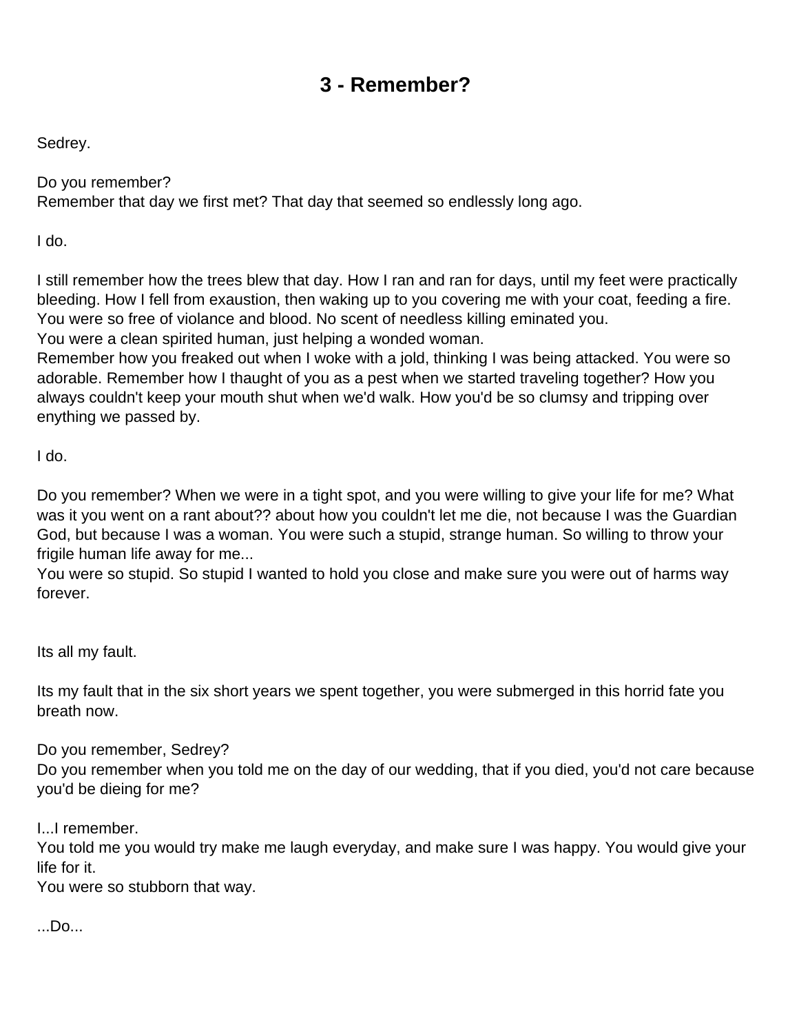# 3 - Remember?

Sedrey.

Do you remember?
Remember that day we first met? That day that seemed so endlessly long ago.

I do.

I still remember how the trees blew that day. How I ran and ran for days, until my feet were practically bleeding. How I fell from exaustion, then waking up to you covering me with your coat, feeding a fire. You were so free of violance and blood. No scent of needless killing eminated you.
You were a clean spirited human, just helping a wonded woman.
Remember how you freaked out when I woke with a jold, thinking I was being attacked. You were so adorable. Remember how I thaught of you as a pest when we started traveling together? How you always couldn't keep your mouth shut when we'd walk. How you'd be so clumsy and tripping over enything we passed by.

I do.

Do you remember? When we were in a tight spot, and you were willing to give your life for me? What was it you went on a rant about?? about how you couldn't let me die, not because I was the Guardian God, but because I was a woman. You were such a stupid, strange human. So willing to throw your frigile human life away for me...
You were so stupid. So stupid I wanted to hold you close and make sure you were out of harms way forever.

Its all my fault.

Its my fault that in the six short years we spent together, you were submerged in this horrid fate you breath now.

Do you remember, Sedrey?
Do you remember when you told me on the day of our wedding, that if you died, you'd not care because you'd be dieing for me?

I...I remember.
You told me you would try make me laugh everyday, and make sure I was happy. You would give your life for it.
You were so stubborn that way.

...Do...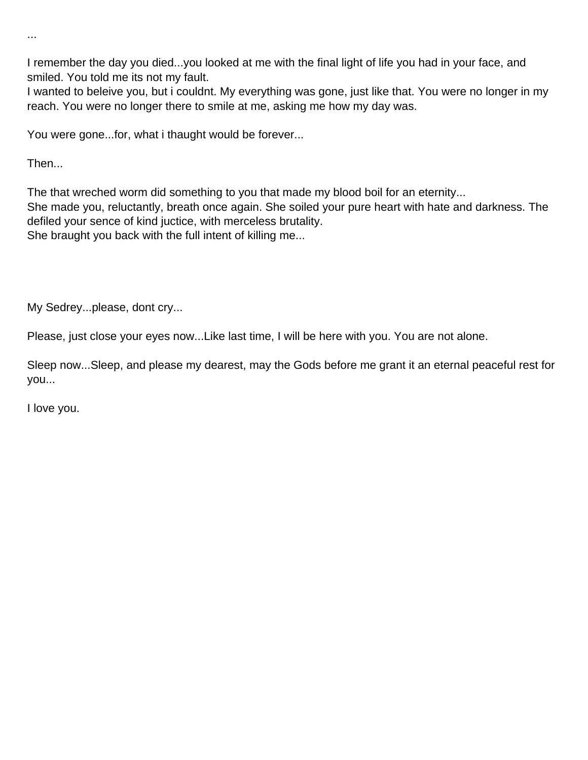...

I remember the day you died...you looked at me with the final light of life you had in your face, and smiled. You told me its not my fault.
I wanted to beleive you, but i couldnt. My everything was gone, just like that. You were no longer in my reach. You were no longer there to smile at me, asking me how my day was.

You were gone...for, what i thaught would be forever...

Then...

The that wreched worm did something to you that made my blood boil for an eternity...
She made you, reluctantly, breath once again. She soiled your pure heart with hate and darkness. The defiled your sence of kind juctice, with merceless brutality.
She braught you back with the full intent of killing me...

My Sedrey...please, dont cry...

Please, just close your eyes now...Like last time, I will be here with you. You are not alone.

Sleep now...Sleep, and please my dearest, may the Gods before me grant it an eternal peaceful rest for you...

I love you.